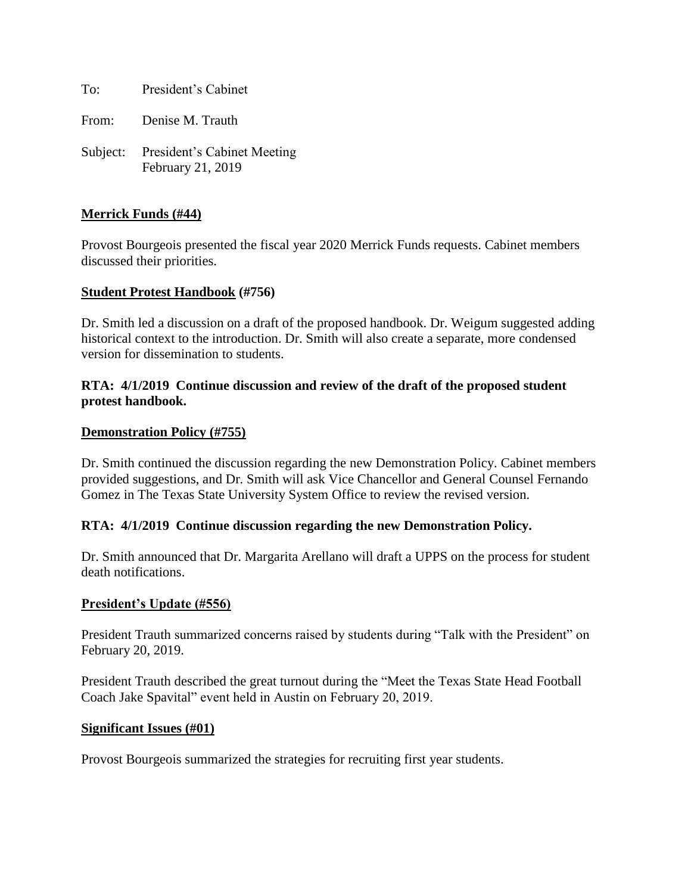To: President's Cabinet

From: Denise M. Trauth

Subject: President's Cabinet Meeting
February 21, 2019

**Merrick Funds (#44)**

Provost Bourgeois presented the fiscal year 2020 Merrick Funds requests. Cabinet members discussed their priorities.

**Student Protest Handbook (#756)**

Dr. Smith led a discussion on a draft of the proposed handbook. Dr. Weigum suggested adding historical context to the introduction. Dr. Smith will also create a separate, more condensed version for dissemination to students.

**RTA: 4/1/2019 Continue discussion and review of the draft of the proposed student protest handbook.**

**Demonstration Policy (#755)**

Dr. Smith continued the discussion regarding the new Demonstration Policy. Cabinet members provided suggestions, and Dr. Smith will ask Vice Chancellor and General Counsel Fernando Gomez in The Texas State University System Office to review the revised version.

**RTA: 4/1/2019 Continue discussion regarding the new Demonstration Policy.**

Dr. Smith announced that Dr. Margarita Arellano will draft a UPPS on the process for student death notifications.

**President's Update (#556)**

President Trauth summarized concerns raised by students during "Talk with the President" on February 20, 2019.

President Trauth described the great turnout during the "Meet the Texas State Head Football Coach Jake Spavital" event held in Austin on February 20, 2019.

**Significant Issues (#01)**

Provost Bourgeois summarized the strategies for recruiting first year students.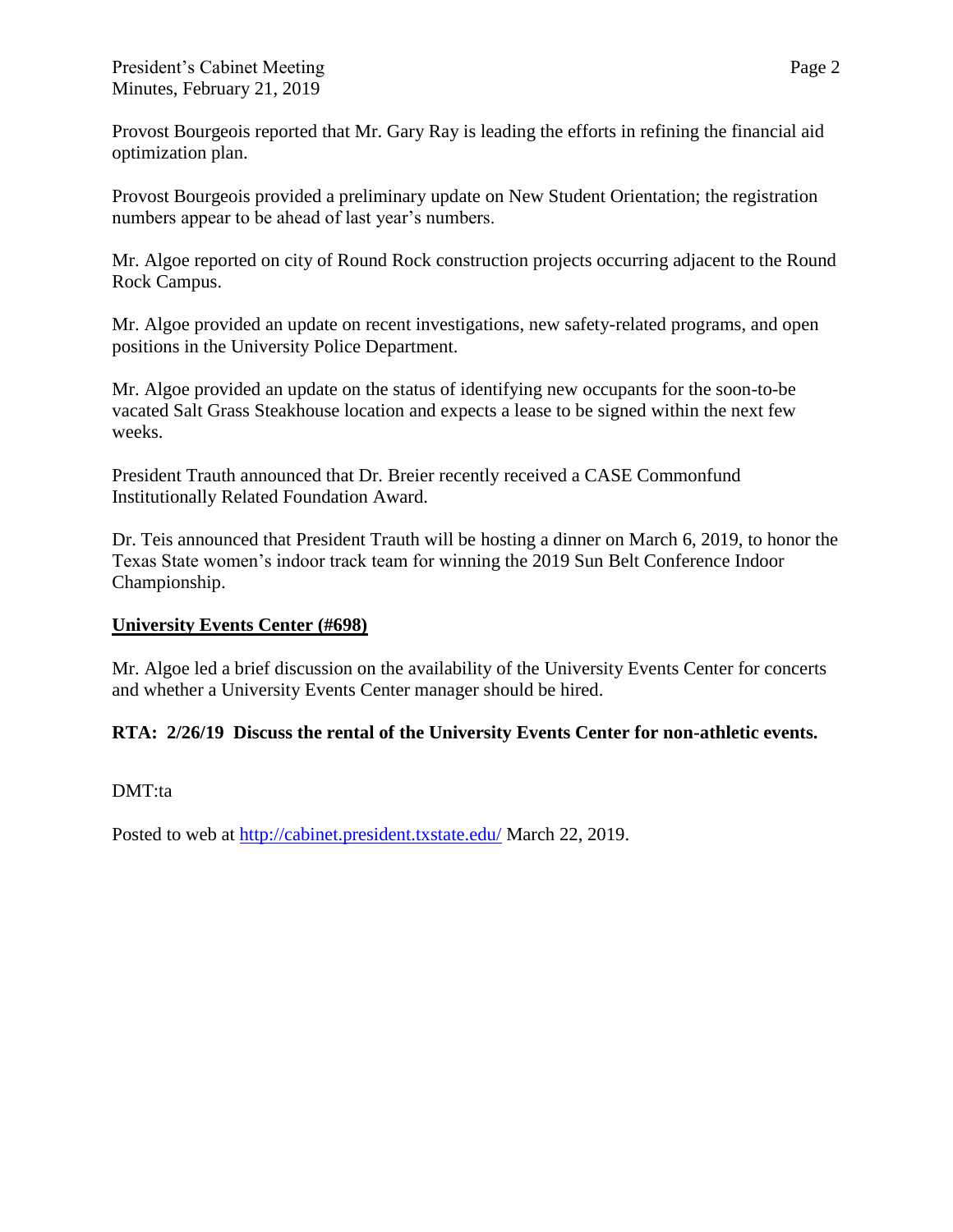Provost Bourgeois reported that Mr. Gary Ray is leading the efforts in refining the financial aid optimization plan.

Provost Bourgeois provided a preliminary update on New Student Orientation; the registration numbers appear to be ahead of last year's numbers.

Mr. Algoe reported on city of Round Rock construction projects occurring adjacent to the Round Rock Campus.

Mr. Algoe provided an update on recent investigations, new safety-related programs, and open positions in the University Police Department.

Mr. Algoe provided an update on the status of identifying new occupants for the soon-to-be vacated Salt Grass Steakhouse location and expects a lease to be signed within the next few weeks.

President Trauth announced that Dr. Breier recently received a CASE Commonfund Institutionally Related Foundation Award.

Dr. Teis announced that President Trauth will be hosting a dinner on March 6, 2019, to honor the Texas State women's indoor track team for winning the 2019 Sun Belt Conference Indoor Championship.

**University Events Center (#698)**

Mr. Algoe led a brief discussion on the availability of the University Events Center for concerts and whether a University Events Center manager should be hired.

**RTA: 2/26/19 Discuss the rental of the University Events Center for non-athletic events.**

DMT:ta

Posted to web at http://cabinet.president.txstate.edu/ March 22, 2019.